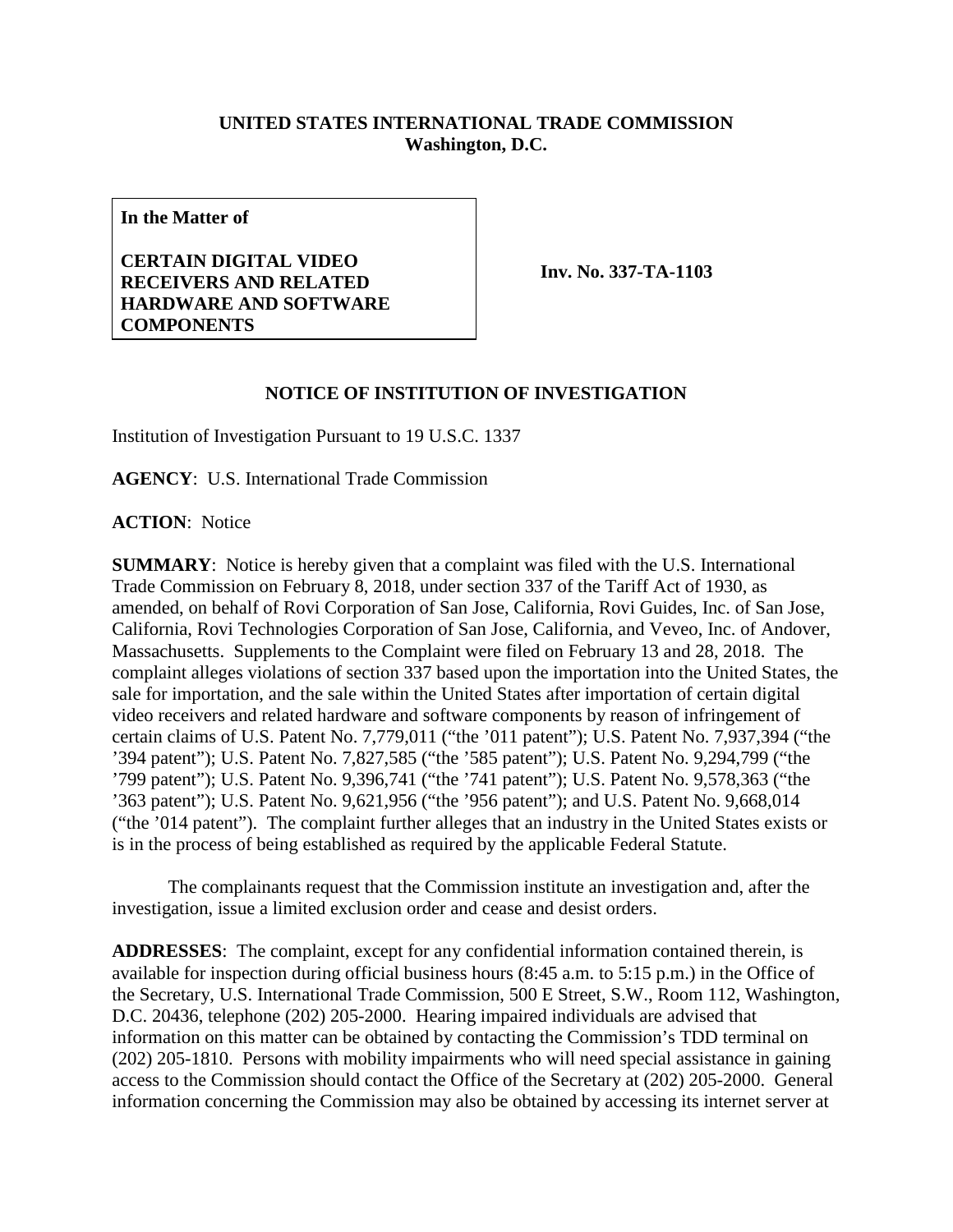**UNITED STATES INTERNATIONAL TRADE COMMISSION**
**Washington, D.C.**

**In the Matter of**

**CERTAIN DIGITAL VIDEO RECEIVERS AND RELATED HARDWARE AND SOFTWARE COMPONENTS**

**Inv. No. 337-TA-1103**

## NOTICE OF INSTITUTION OF INVESTIGATION

Institution of Investigation Pursuant to 19 U.S.C. 1337

**AGENCY**: U.S. International Trade Commission

**ACTION**: Notice

**SUMMARY**: Notice is hereby given that a complaint was filed with the U.S. International Trade Commission on February 8, 2018, under section 337 of the Tariff Act of 1930, as amended, on behalf of Rovi Corporation of San Jose, California, Rovi Guides, Inc. of San Jose, California, Rovi Technologies Corporation of San Jose, California, and Veveo, Inc. of Andover, Massachusetts. Supplements to the Complaint were filed on February 13 and 28, 2018. The complaint alleges violations of section 337 based upon the importation into the United States, the sale for importation, and the sale within the United States after importation of certain digital video receivers and related hardware and software components by reason of infringement of certain claims of U.S. Patent No. 7,779,011 ("the '011 patent"); U.S. Patent No. 7,937,394 ("the '394 patent"); U.S. Patent No. 7,827,585 ("the '585 patent"); U.S. Patent No. 9,294,799 ("the '799 patent"); U.S. Patent No. 9,396,741 ("the '741 patent"); U.S. Patent No. 9,578,363 ("the '363 patent"); U.S. Patent No. 9,621,956 ("the '956 patent"); and U.S. Patent No. 9,668,014 ("the '014 patent"). The complaint further alleges that an industry in the United States exists or is in the process of being established as required by the applicable Federal Statute.

The complainants request that the Commission institute an investigation and, after the investigation, issue a limited exclusion order and cease and desist orders.

**ADDRESSES**: The complaint, except for any confidential information contained therein, is available for inspection during official business hours (8:45 a.m. to 5:15 p.m.) in the Office of the Secretary, U.S. International Trade Commission, 500 E Street, S.W., Room 112, Washington, D.C. 20436, telephone (202) 205-2000. Hearing impaired individuals are advised that information on this matter can be obtained by contacting the Commission's TDD terminal on (202) 205-1810. Persons with mobility impairments who will need special assistance in gaining access to the Commission should contact the Office of the Secretary at (202) 205-2000. General information concerning the Commission may also be obtained by accessing its internet server at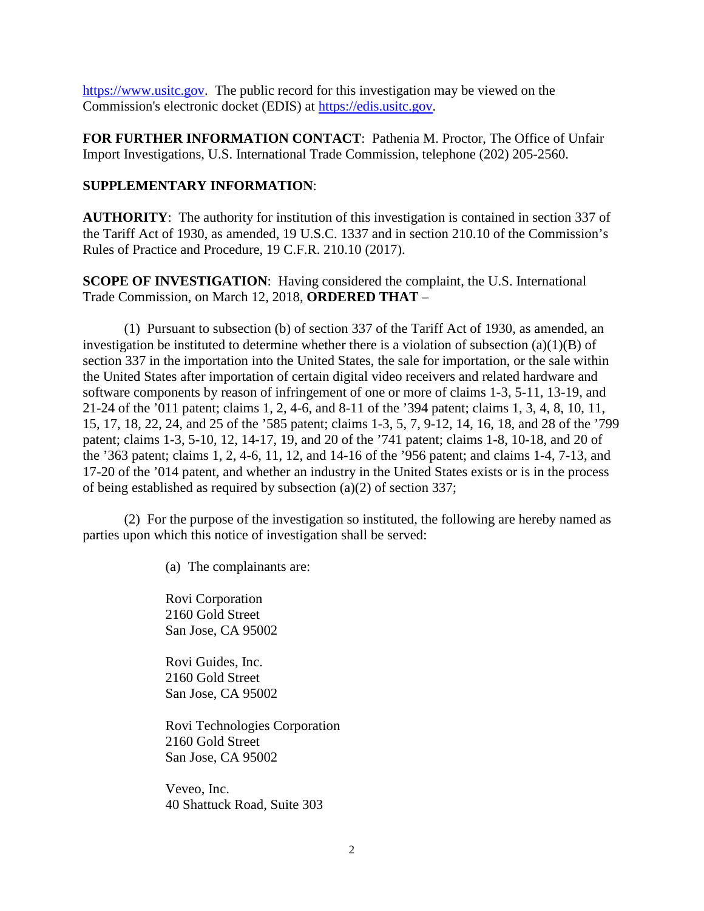https://www.usitc.gov. The public record for this investigation may be viewed on the Commission's electronic docket (EDIS) at https://edis.usitc.gov.

**FOR FURTHER INFORMATION CONTACT**: Pathenia M. Proctor, The Office of Unfair Import Investigations, U.S. International Trade Commission, telephone (202) 205-2560.

**SUPPLEMENTARY INFORMATION**:

**AUTHORITY**: The authority for institution of this investigation is contained in section 337 of the Tariff Act of 1930, as amended, 19 U.S.C. 1337 and in section 210.10 of the Commission's Rules of Practice and Procedure, 19 C.F.R. 210.10 (2017).

**SCOPE OF INVESTIGATION**: Having considered the complaint, the U.S. International Trade Commission, on March 12, 2018, **ORDERED THAT** –

(1) Pursuant to subsection (b) of section 337 of the Tariff Act of 1930, as amended, an investigation be instituted to determine whether there is a violation of subsection (a)(1)(B) of section 337 in the importation into the United States, the sale for importation, or the sale within the United States after importation of certain digital video receivers and related hardware and software components by reason of infringement of one or more of claims 1-3, 5-11, 13-19, and 21-24 of the '011 patent; claims 1, 2, 4-6, and 8-11 of the '394 patent; claims 1, 3, 4, 8, 10, 11, 15, 17, 18, 22, 24, and 25 of the '585 patent; claims 1-3, 5, 7, 9-12, 14, 16, 18, and 28 of the '799 patent; claims 1-3, 5-10, 12, 14-17, 19, and 20 of the '741 patent; claims 1-8, 10-18, and 20 of the '363 patent; claims 1, 2, 4-6, 11, 12, and 14-16 of the '956 patent; and claims 1-4, 7-13, and 17-20 of the '014 patent, and whether an industry in the United States exists or is in the process of being established as required by subsection (a)(2) of section 337;

(2) For the purpose of the investigation so instituted, the following are hereby named as parties upon which this notice of investigation shall be served:

(a) The complainants are:

Rovi Corporation
2160 Gold Street
San Jose, CA 95002

Rovi Guides, Inc.
2160 Gold Street
San Jose, CA 95002

Rovi Technologies Corporation
2160 Gold Street
San Jose, CA 95002

Veveo, Inc.
40 Shattuck Road, Suite 303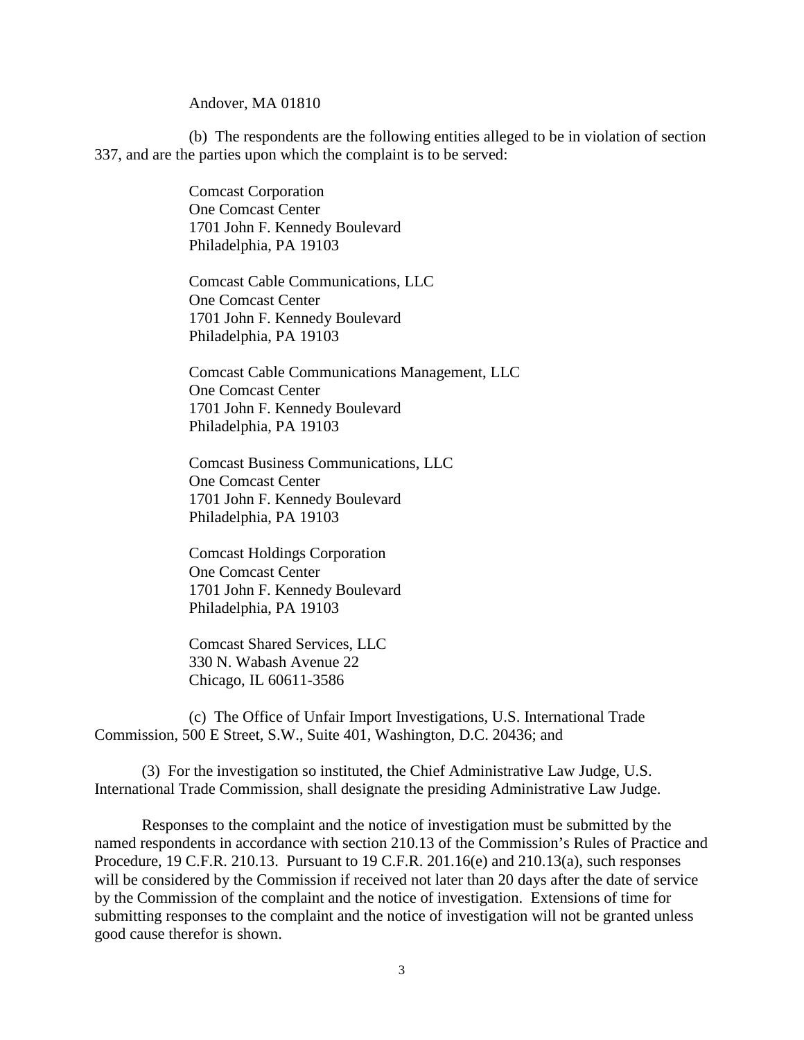Andover, MA 01810

(b) The respondents are the following entities alleged to be in violation of section 337, and are the parties upon which the complaint is to be served:

Comcast Corporation
One Comcast Center
1701 John F. Kennedy Boulevard
Philadelphia, PA 19103

Comcast Cable Communications, LLC
One Comcast Center
1701 John F. Kennedy Boulevard
Philadelphia, PA 19103

Comcast Cable Communications Management, LLC
One Comcast Center
1701 John F. Kennedy Boulevard
Philadelphia, PA 19103

Comcast Business Communications, LLC
One Comcast Center
1701 John F. Kennedy Boulevard
Philadelphia, PA 19103

Comcast Holdings Corporation
One Comcast Center
1701 John F. Kennedy Boulevard
Philadelphia, PA 19103

Comcast Shared Services, LLC
330 N. Wabash Avenue 22
Chicago, IL 60611-3586

(c) The Office of Unfair Import Investigations, U.S. International Trade Commission, 500 E Street, S.W., Suite 401, Washington, D.C. 20436; and

(3) For the investigation so instituted, the Chief Administrative Law Judge, U.S. International Trade Commission, shall designate the presiding Administrative Law Judge.

Responses to the complaint and the notice of investigation must be submitted by the named respondents in accordance with section 210.13 of the Commission's Rules of Practice and Procedure, 19 C.F.R. 210.13. Pursuant to 19 C.F.R. 201.16(e) and 210.13(a), such responses will be considered by the Commission if received not later than 20 days after the date of service by the Commission of the complaint and the notice of investigation. Extensions of time for submitting responses to the complaint and the notice of investigation will not be granted unless good cause therefor is shown.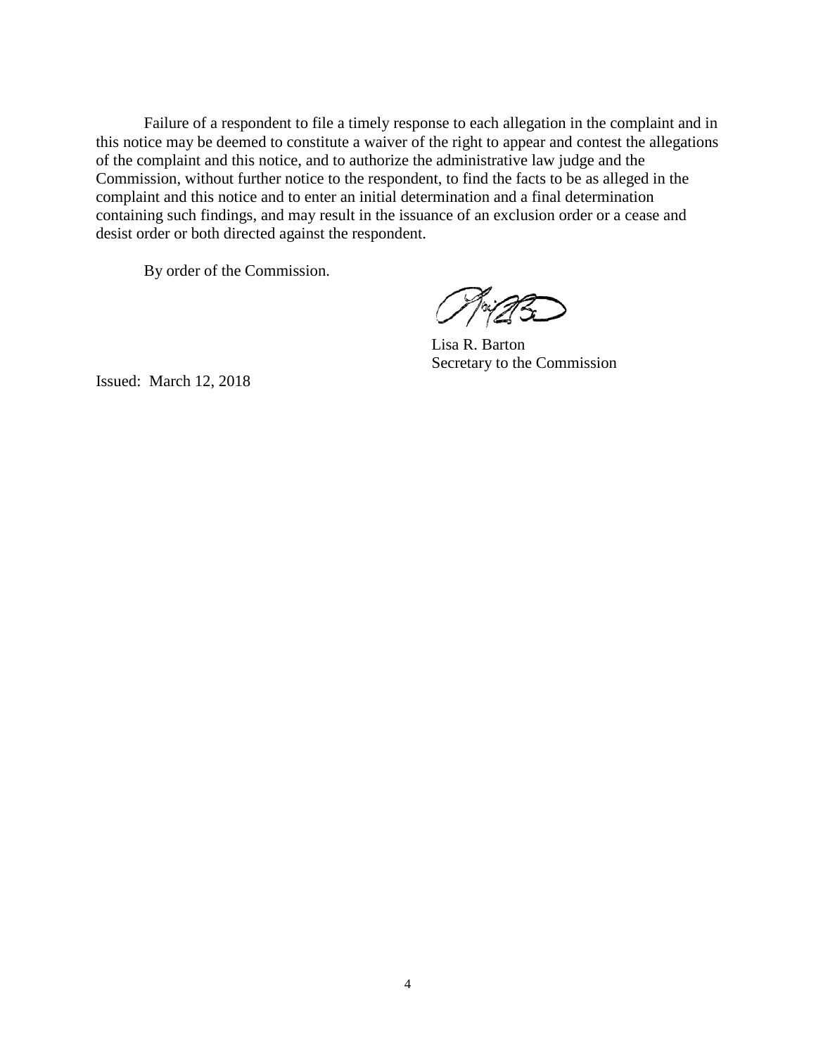Failure of a respondent to file a timely response to each allegation in the complaint and in this notice may be deemed to constitute a waiver of the right to appear and contest the allegations of the complaint and this notice, and to authorize the administrative law judge and the Commission, without further notice to the respondent, to find the facts to be as alleged in the complaint and this notice and to enter an initial determination and a final determination containing such findings, and may result in the issuance of an exclusion order or a cease and desist order or both directed against the respondent.

By order of the Commission.

Lisa R. Barton
Secretary to the Commission

Issued: March 12, 2018